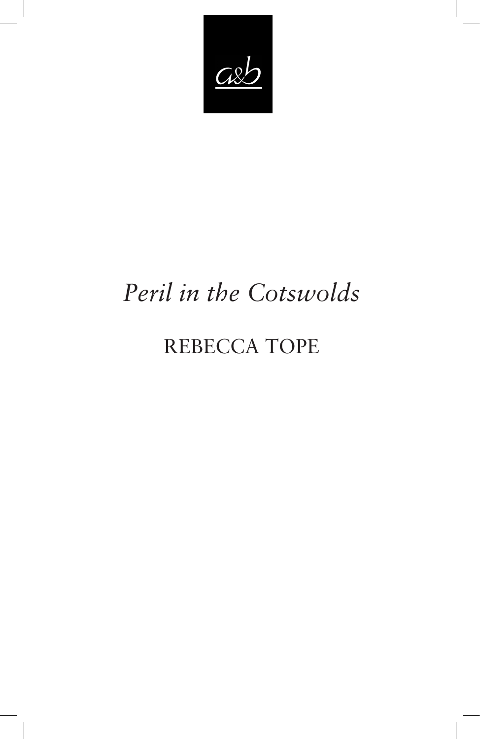a&b

# *Peril in the Cotswolds*

## REBECCA TOPE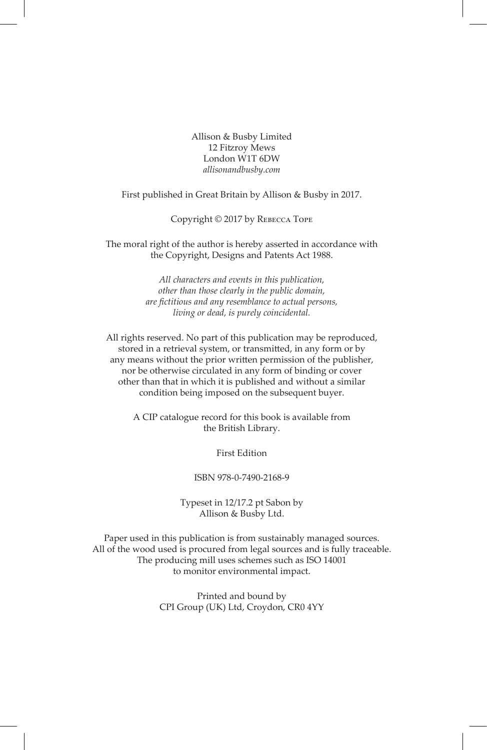Allison & Busby Limited
12 Fitzroy Mews
London W1T 6DW
*allisonandbusby.com*

First published in Great Britain by Allison & Busby in 2017.

Copyright © 2017 by Rebecca Tope

The moral right of the author is hereby asserted in accordance with the Copyright, Designs and Patents Act 1988.

*All characters and events in this publication, other than those clearly in the public domain, are fictitious and any resemblance to actual persons, living or dead, is purely coincidental.*

All rights reserved. No part of this publication may be reproduced, stored in a retrieval system, or transmitted, in any form or by any means without the prior written permission of the publisher, nor be otherwise circulated in any form of binding or cover other than that in which it is published and without a similar condition being imposed on the subsequent buyer.

A CIP catalogue record for this book is available from the British Library.

First Edition

ISBN 978-0-7490-2168-9

Typeset in 12/17.2 pt Sabon by Allison & Busby Ltd.

Paper used in this publication is from sustainably managed sources. All of the wood used is procured from legal sources and is fully traceable. The producing mill uses schemes such as ISO 14001 to monitor environmental impact.

Printed and bound by
CPI Group (UK) Ltd, Croydon, CR0 4YY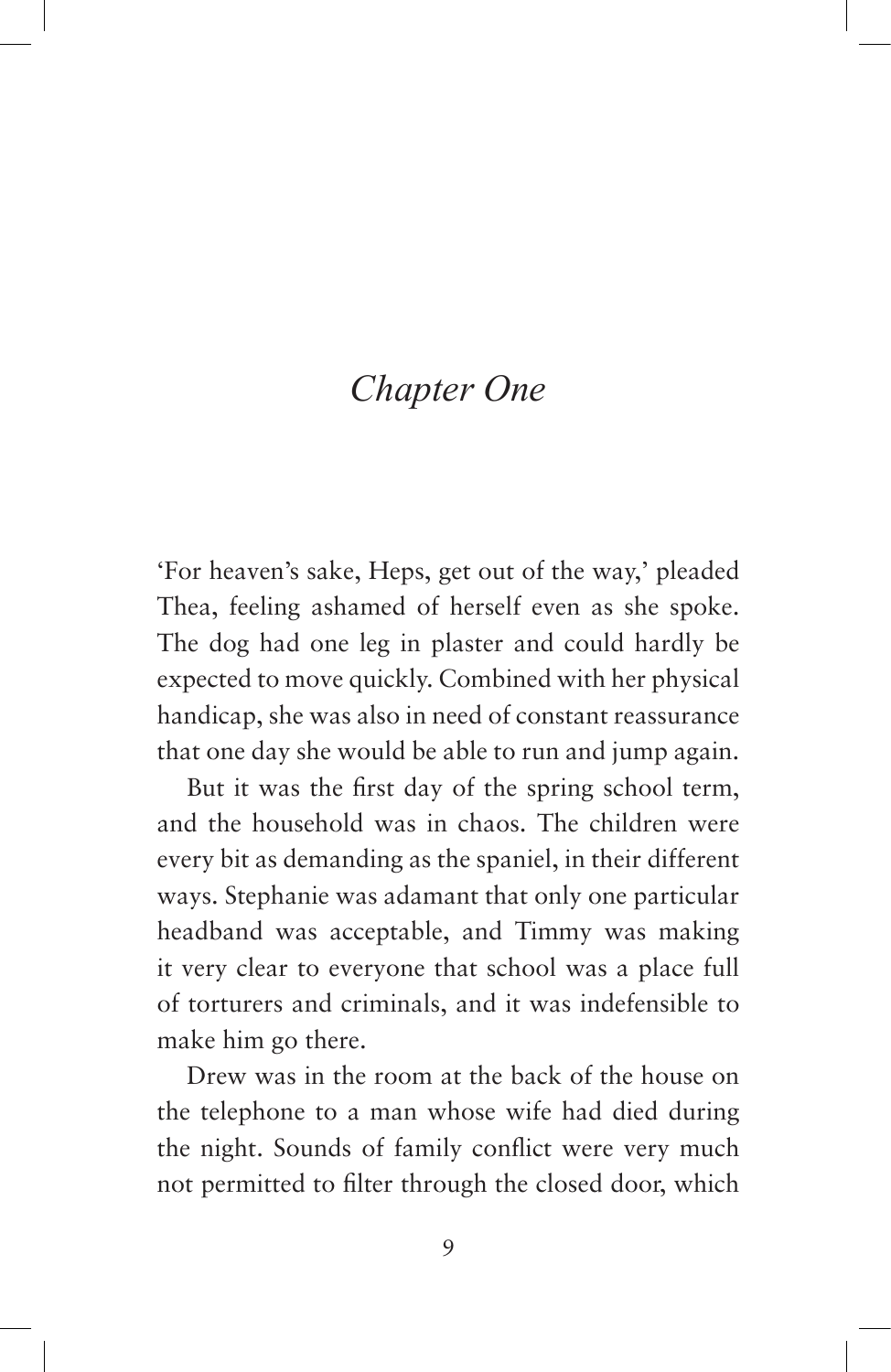# *Chapter One*

'For heaven's sake, Heps, get out of the way,' pleaded Thea, feeling ashamed of herself even as she spoke. The dog had one leg in plaster and could hardly be expected to move quickly. Combined with her physical handicap, she was also in need of constant reassurance that one day she would be able to run and jump again.

But it was the first day of the spring school term, and the household was in chaos. The children were every bit as demanding as the spaniel, in their different ways. Stephanie was adamant that only one particular headband was acceptable, and Timmy was making it very clear to everyone that school was a place full of torturers and criminals, and it was indefensible to make him go there.

Drew was in the room at the back of the house on the telephone to a man whose wife had died during the night. Sounds of family conflict were very much not permitted to filter through the closed door, which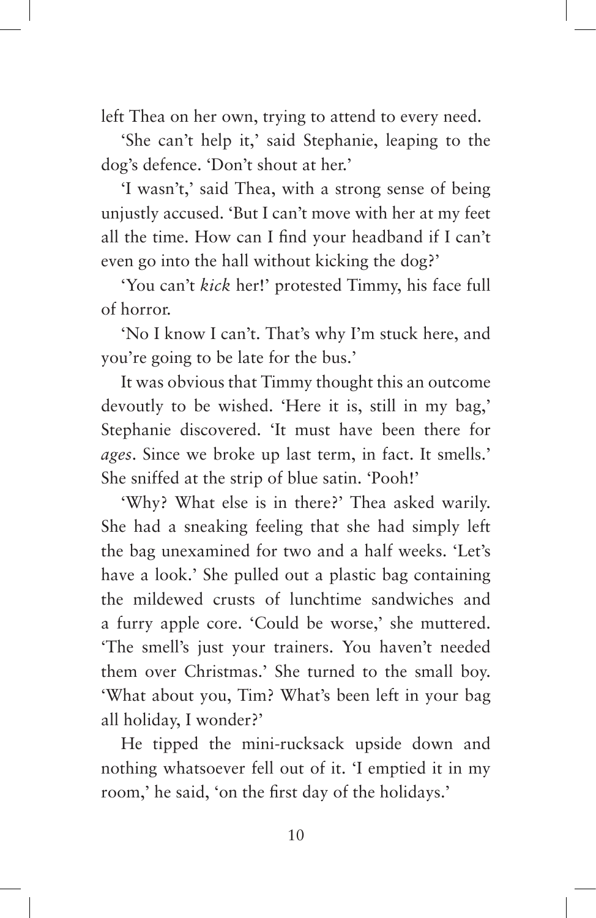left Thea on her own, trying to attend to every need.

'She can't help it,' said Stephanie, leaping to the dog's defence. 'Don't shout at her.'

'I wasn't,' said Thea, with a strong sense of being unjustly accused. 'But I can't move with her at my feet all the time. How can I find your headband if I can't even go into the hall without kicking the dog?'

'You can't *kick* her!' protested Timmy, his face full of horror.

'No I know I can't. That's why I'm stuck here, and you're going to be late for the bus.'

It was obvious that Timmy thought this an outcome devoutly to be wished. 'Here it is, still in my bag,' Stephanie discovered. 'It must have been there for *ages*. Since we broke up last term, in fact. It smells.' She sniffed at the strip of blue satin. 'Pooh!'

'Why? What else is in there?' Thea asked warily. She had a sneaking feeling that she had simply left the bag unexamined for two and a half weeks. 'Let's have a look.' She pulled out a plastic bag containing the mildewed crusts of lunchtime sandwiches and a furry apple core. 'Could be worse,' she muttered. 'The smell's just your trainers. You haven't needed them over Christmas.' She turned to the small boy. 'What about you, Tim? What's been left in your bag all holiday, I wonder?'

He tipped the mini-rucksack upside down and nothing whatsoever fell out of it. 'I emptied it in my room,' he said, 'on the first day of the holidays.'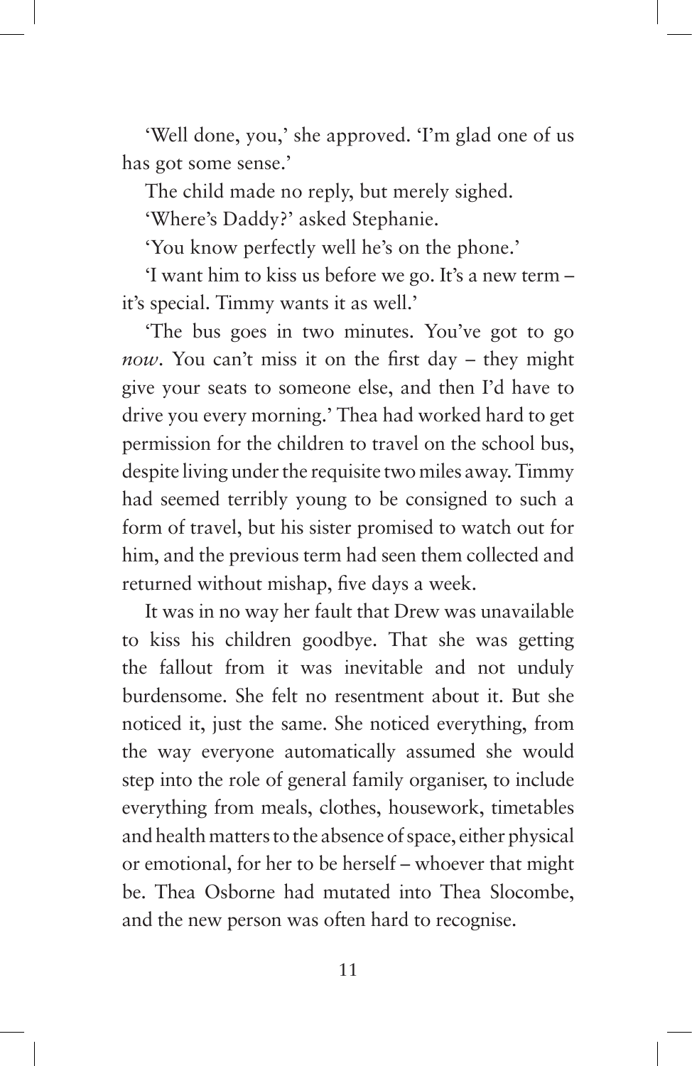'Well done, you,' she approved. 'I'm glad one of us has got some sense.'

The child made no reply, but merely sighed.

'Where's Daddy?' asked Stephanie.

'You know perfectly well he's on the phone.'

'I want him to kiss us before we go. It's a new term – it's special. Timmy wants it as well.'

'The bus goes in two minutes. You've got to go *now*. You can't miss it on the first day – they might give your seats to someone else, and then I'd have to drive you every morning.' Thea had worked hard to get permission for the children to travel on the school bus, despite living under the requisite two miles away. Timmy had seemed terribly young to be consigned to such a form of travel, but his sister promised to watch out for him, and the previous term had seen them collected and returned without mishap, five days a week.

It was in no way her fault that Drew was unavailable to kiss his children goodbye. That she was getting the fallout from it was inevitable and not unduly burdensome. She felt no resentment about it. But she noticed it, just the same. She noticed everything, from the way everyone automatically assumed she would step into the role of general family organiser, to include everything from meals, clothes, housework, timetables and health matters to the absence of space, either physical or emotional, for her to be herself – whoever that might be. Thea Osborne had mutated into Thea Slocombe, and the new person was often hard to recognise.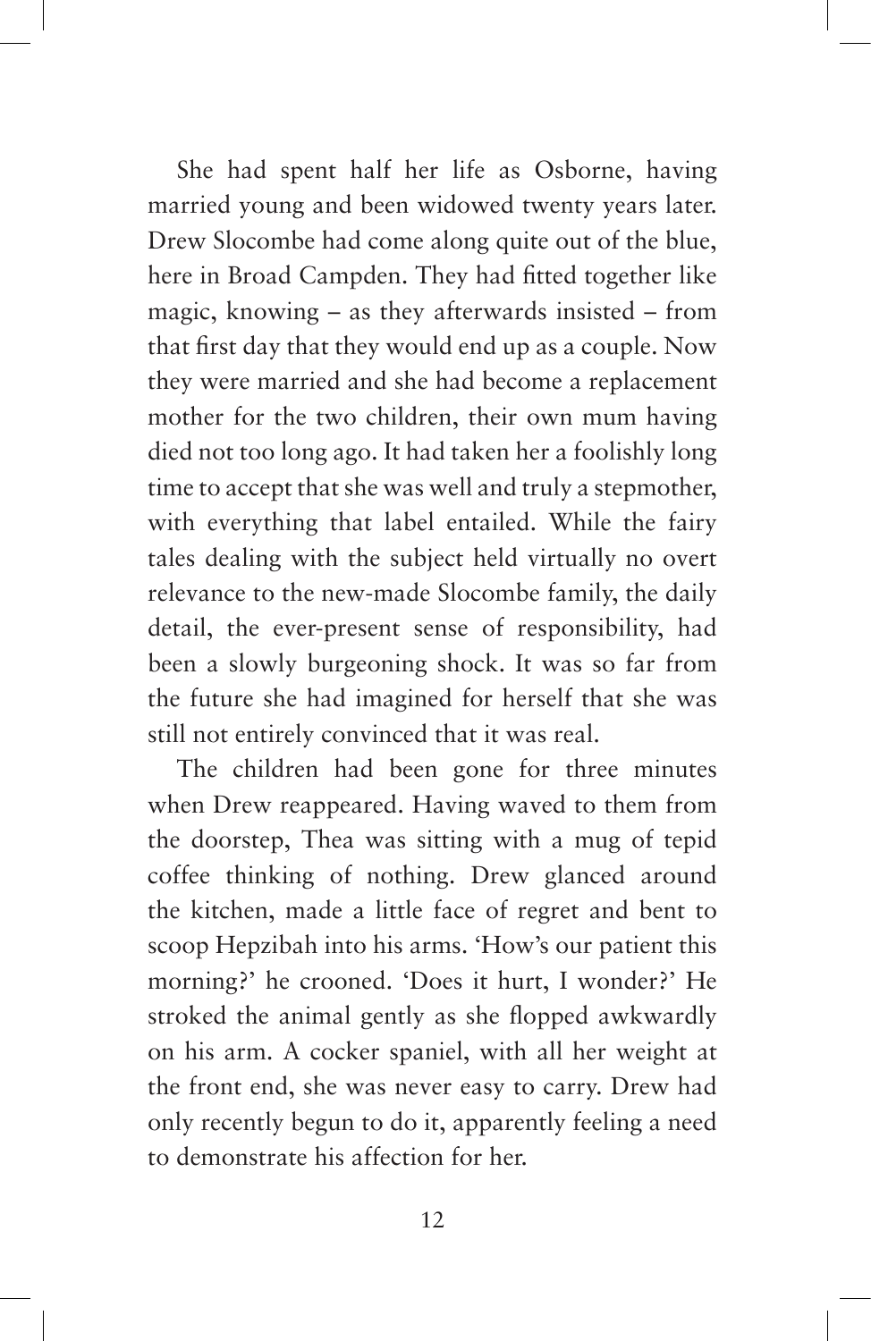She had spent half her life as Osborne, having married young and been widowed twenty years later. Drew Slocombe had come along quite out of the blue, here in Broad Campden. They had fitted together like magic, knowing – as they afterwards insisted – from that first day that they would end up as a couple. Now they were married and she had become a replacement mother for the two children, their own mum having died not too long ago. It had taken her a foolishly long time to accept that she was well and truly a stepmother, with everything that label entailed. While the fairy tales dealing with the subject held virtually no overt relevance to the new-made Slocombe family, the daily detail, the ever-present sense of responsibility, had been a slowly burgeoning shock. It was so far from the future she had imagined for herself that she was still not entirely convinced that it was real.

The children had been gone for three minutes when Drew reappeared. Having waved to them from the doorstep, Thea was sitting with a mug of tepid coffee thinking of nothing. Drew glanced around the kitchen, made a little face of regret and bent to scoop Hepzibah into his arms. 'How's our patient this morning?' he crooned. 'Does it hurt, I wonder?' He stroked the animal gently as she flopped awkwardly on his arm. A cocker spaniel, with all her weight at the front end, she was never easy to carry. Drew had only recently begun to do it, apparently feeling a need to demonstrate his affection for her.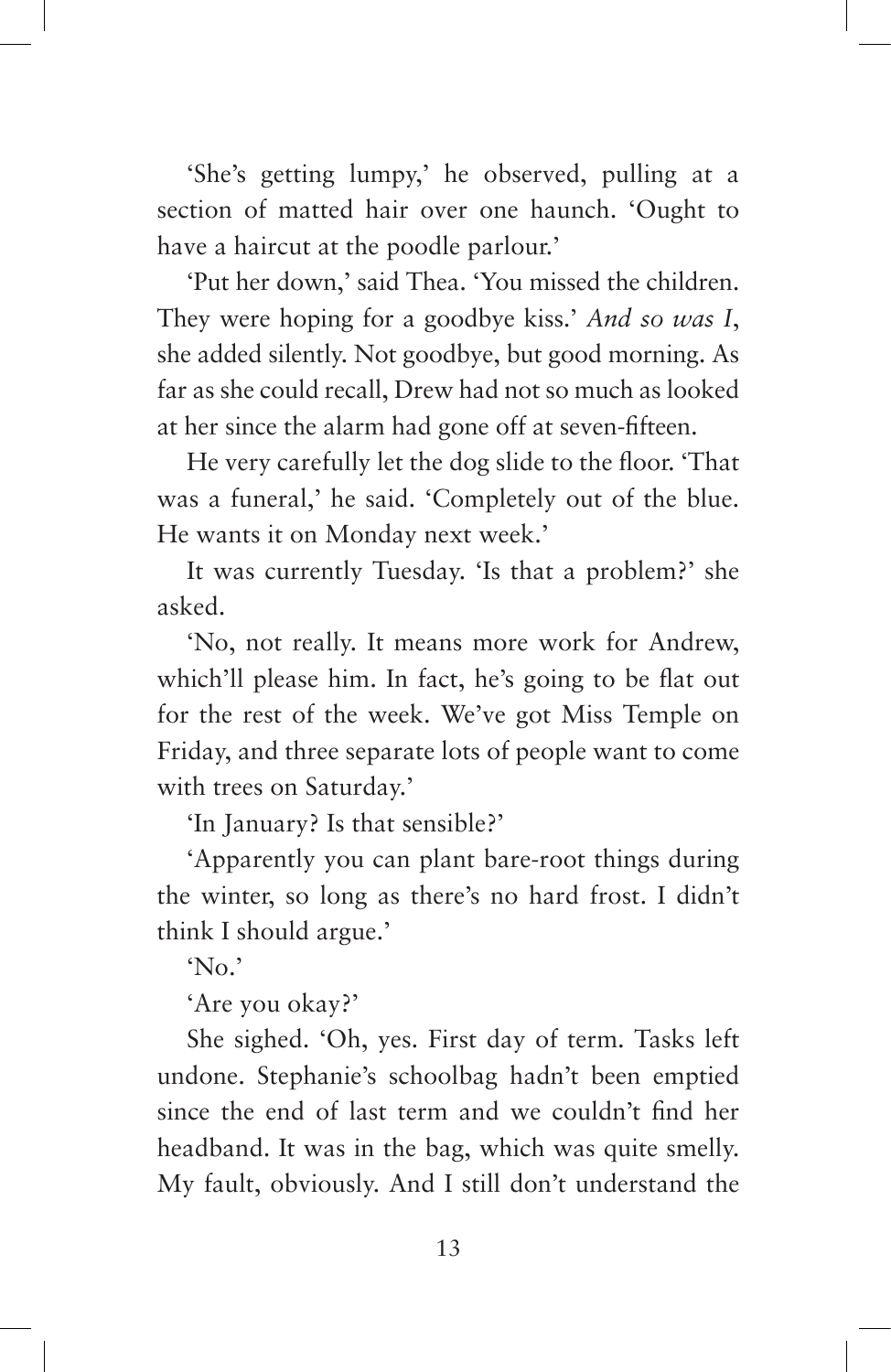'She's getting lumpy,' he observed, pulling at a section of matted hair over one haunch. 'Ought to have a haircut at the poodle parlour.'

'Put her down,' said Thea. 'You missed the children. They were hoping for a goodbye kiss.' *And so was I*, she added silently. Not goodbye, but good morning. As far as she could recall, Drew had not so much as looked at her since the alarm had gone off at seven-fifteen.

He very carefully let the dog slide to the floor. 'That was a funeral,' he said. 'Completely out of the blue. He wants it on Monday next week.'

It was currently Tuesday. 'Is that a problem?' she asked.

'No, not really. It means more work for Andrew, which'll please him. In fact, he's going to be flat out for the rest of the week. We've got Miss Temple on Friday, and three separate lots of people want to come with trees on Saturday.'

'In January? Is that sensible?'

'Apparently you can plant bare-root things during the winter, so long as there's no hard frost. I didn't think I should argue.'

'No.'

'Are you okay?'

She sighed. 'Oh, yes. First day of term. Tasks left undone. Stephanie's schoolbag hadn't been emptied since the end of last term and we couldn't find her headband. It was in the bag, which was quite smelly. My fault, obviously. And I still don't understand the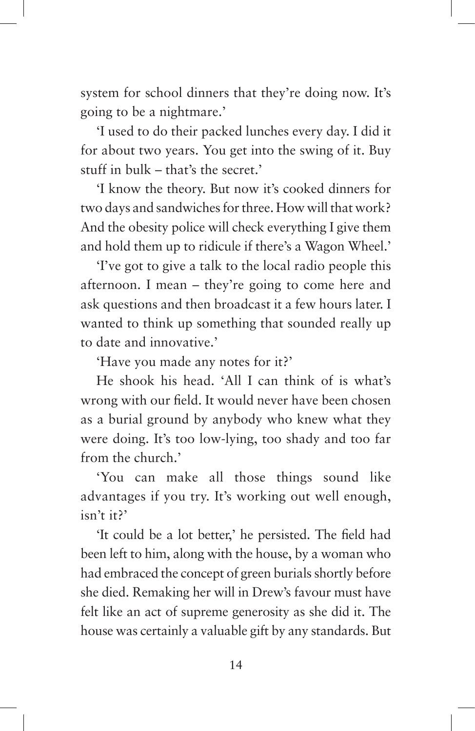system for school dinners that they're doing now. It's going to be a nightmare.'

'I used to do their packed lunches every day. I did it for about two years. You get into the swing of it. Buy stuff in bulk – that's the secret.'

'I know the theory. But now it's cooked dinners for two days and sandwiches for three. How will that work? And the obesity police will check everything I give them and hold them up to ridicule if there's a Wagon Wheel.'

'I've got to give a talk to the local radio people this afternoon. I mean – they're going to come here and ask questions and then broadcast it a few hours later. I wanted to think up something that sounded really up to date and innovative.'

'Have you made any notes for it?'

He shook his head. 'All I can think of is what's wrong with our field. It would never have been chosen as a burial ground by anybody who knew what they were doing. It's too low-lying, too shady and too far from the church.'

'You can make all those things sound like advantages if you try. It's working out well enough, isn't it?'

'It could be a lot better,' he persisted. The field had been left to him, along with the house, by a woman who had embraced the concept of green burials shortly before she died. Remaking her will in Drew's favour must have felt like an act of supreme generosity as she did it. The house was certainly a valuable gift by any standards. But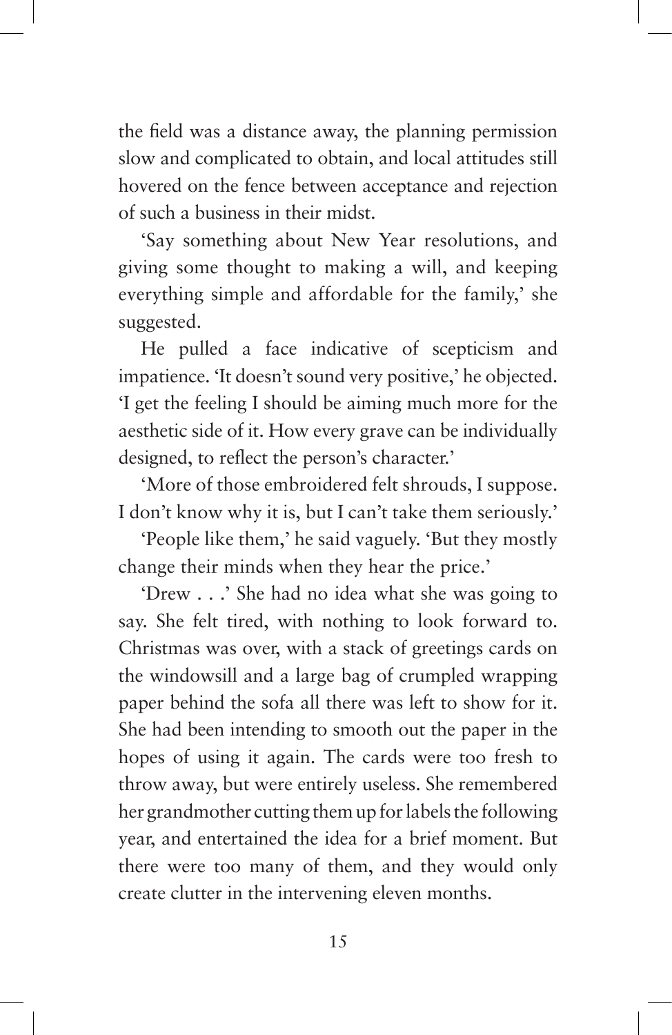the field was a distance away, the planning permission slow and complicated to obtain, and local attitudes still hovered on the fence between acceptance and rejection of such a business in their midst.

'Say something about New Year resolutions, and giving some thought to making a will, and keeping everything simple and affordable for the family,' she suggested.

He pulled a face indicative of scepticism and impatience. 'It doesn't sound very positive,' he objected. 'I get the feeling I should be aiming much more for the aesthetic side of it. How every grave can be individually designed, to reflect the person's character.'

'More of those embroidered felt shrouds, I suppose. I don't know why it is, but I can't take them seriously.'

'People like them,' he said vaguely. 'But they mostly change their minds when they hear the price.'

'Drew . . .' She had no idea what she was going to say. She felt tired, with nothing to look forward to. Christmas was over, with a stack of greetings cards on the windowsill and a large bag of crumpled wrapping paper behind the sofa all there was left to show for it. She had been intending to smooth out the paper in the hopes of using it again. The cards were too fresh to throw away, but were entirely useless. She remembered her grandmother cutting them up for labels the following year, and entertained the idea for a brief moment. But there were too many of them, and they would only create clutter in the intervening eleven months.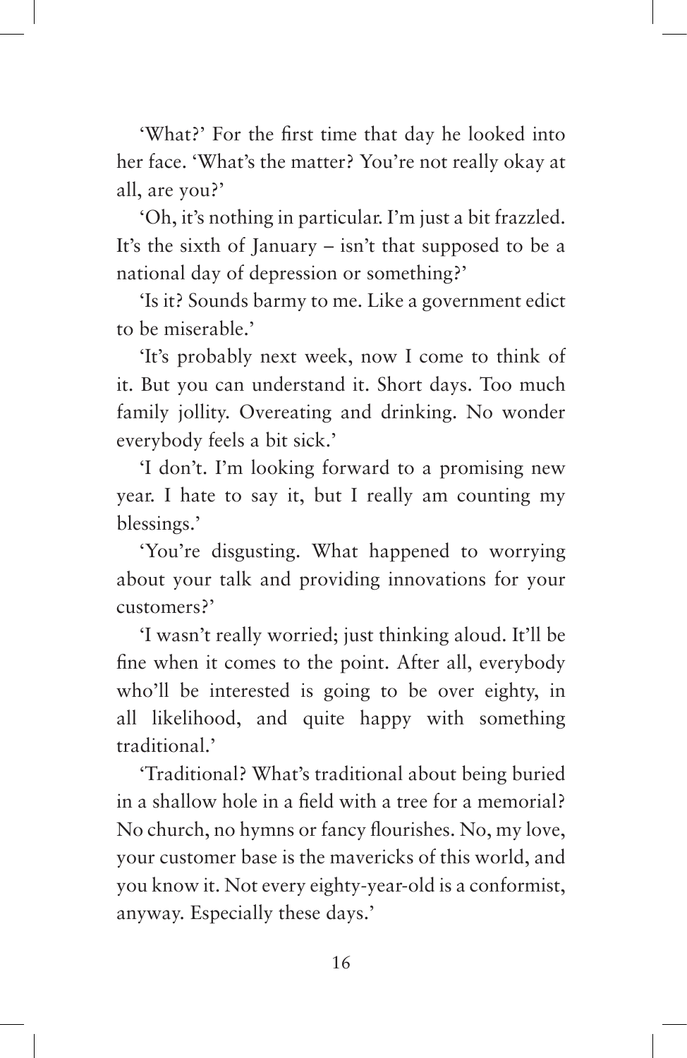'What?' For the first time that day he looked into her face. 'What's the matter? You're not really okay at all, are you?'

'Oh, it's nothing in particular. I'm just a bit frazzled. It's the sixth of January – isn't that supposed to be a national day of depression or something?'

'Is it? Sounds barmy to me. Like a government edict to be miserable.'

'It's probably next week, now I come to think of it. But you can understand it. Short days. Too much family jollity. Overeating and drinking. No wonder everybody feels a bit sick.'

'I don't. I'm looking forward to a promising new year. I hate to say it, but I really am counting my blessings.'

'You're disgusting. What happened to worrying about your talk and providing innovations for your customers?'

'I wasn't really worried; just thinking aloud. It'll be fine when it comes to the point. After all, everybody who'll be interested is going to be over eighty, in all likelihood, and quite happy with something traditional.'

'Traditional? What's traditional about being buried in a shallow hole in a field with a tree for a memorial? No church, no hymns or fancy flourishes. No, my love, your customer base is the mavericks of this world, and you know it. Not every eighty-year-old is a conformist, anyway. Especially these days.'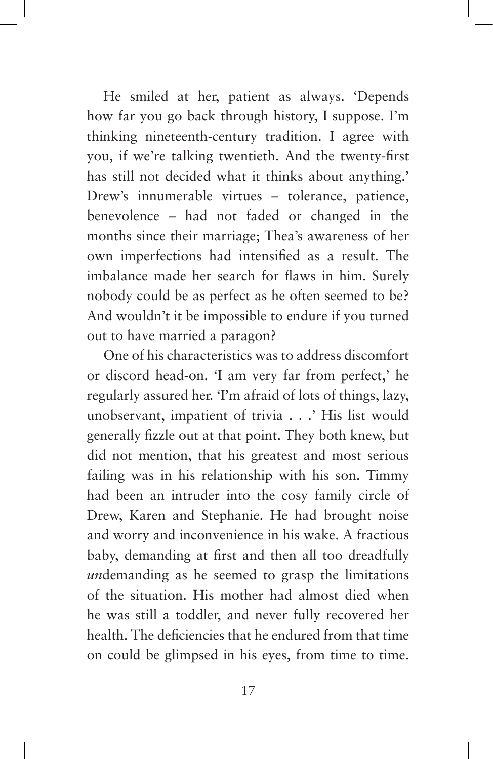He smiled at her, patient as always. 'Depends how far you go back through history, I suppose. I'm thinking nineteenth-century tradition. I agree with you, if we're talking twentieth. And the twenty-first has still not decided what it thinks about anything.' Drew's innumerable virtues – tolerance, patience, benevolence – had not faded or changed in the months since their marriage; Thea's awareness of her own imperfections had intensified as a result. The imbalance made her search for flaws in him. Surely nobody could be as perfect as he often seemed to be? And wouldn't it be impossible to endure if you turned out to have married a paragon?

One of his characteristics was to address discomfort or discord head-on. 'I am very far from perfect,' he regularly assured her. 'I'm afraid of lots of things, lazy, unobservant, impatient of trivia . . .' His list would generally fizzle out at that point. They both knew, but did not mention, that his greatest and most serious failing was in his relationship with his son. Timmy had been an intruder into the cosy family circle of Drew, Karen and Stephanie. He had brought noise and worry and inconvenience in his wake. A fractious baby, demanding at first and then all too dreadfully *un*demanding as he seemed to grasp the limitations of the situation. His mother had almost died when he was still a toddler, and never fully recovered her health. The deficiencies that he endured from that time on could be glimpsed in his eyes, from time to time.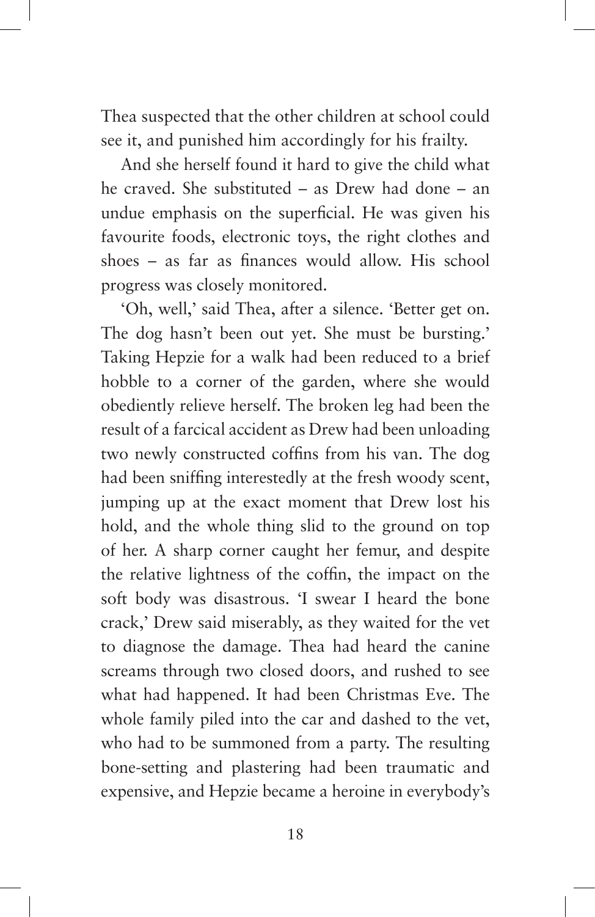Thea suspected that the other children at school could see it, and punished him accordingly for his frailty.

And she herself found it hard to give the child what he craved. She substituted – as Drew had done – an undue emphasis on the superficial. He was given his favourite foods, electronic toys, the right clothes and shoes – as far as finances would allow. His school progress was closely monitored.

'Oh, well,' said Thea, after a silence. 'Better get on. The dog hasn't been out yet. She must be bursting.' Taking Hepzie for a walk had been reduced to a brief hobble to a corner of the garden, where she would obediently relieve herself. The broken leg had been the result of a farcical accident as Drew had been unloading two newly constructed coffins from his van. The dog had been sniffing interestedly at the fresh woody scent, jumping up at the exact moment that Drew lost his hold, and the whole thing slid to the ground on top of her. A sharp corner caught her femur, and despite the relative lightness of the coffin, the impact on the soft body was disastrous. 'I swear I heard the bone crack,' Drew said miserably, as they waited for the vet to diagnose the damage. Thea had heard the canine screams through two closed doors, and rushed to see what had happened. It had been Christmas Eve. The whole family piled into the car and dashed to the vet, who had to be summoned from a party. The resulting bone-setting and plastering had been traumatic and expensive, and Hepzie became a heroine in everybody's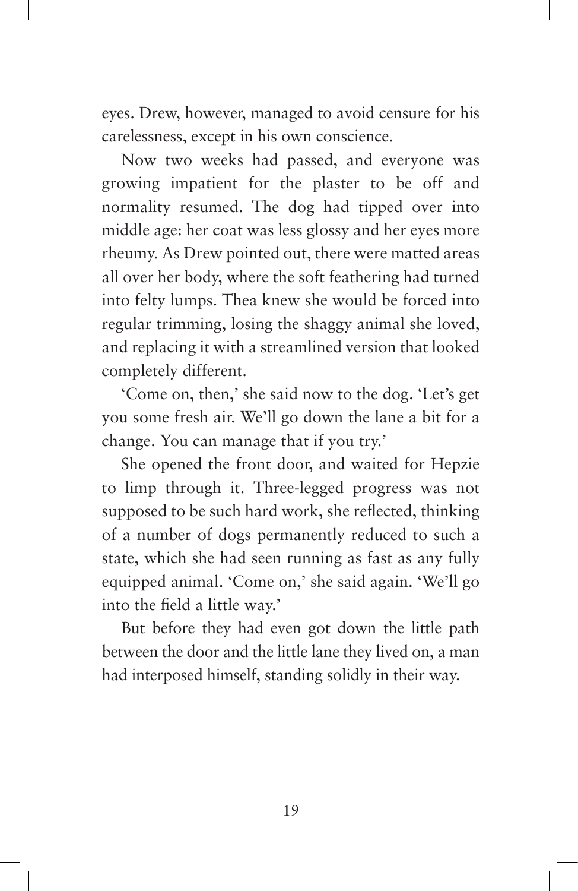eyes. Drew, however, managed to avoid censure for his carelessness, except in his own conscience.

Now two weeks had passed, and everyone was growing impatient for the plaster to be off and normality resumed. The dog had tipped over into middle age: her coat was less glossy and her eyes more rheumy. As Drew pointed out, there were matted areas all over her body, where the soft feathering had turned into felty lumps. Thea knew she would be forced into regular trimming, losing the shaggy animal she loved, and replacing it with a streamlined version that looked completely different.

'Come on, then,' she said now to the dog. 'Let's get you some fresh air. We'll go down the lane a bit for a change. You can manage that if you try.'

She opened the front door, and waited for Hepzie to limp through it. Three-legged progress was not supposed to be such hard work, she reflected, thinking of a number of dogs permanently reduced to such a state, which she had seen running as fast as any fully equipped animal. 'Come on,' she said again. 'We'll go into the field a little way.'

But before they had even got down the little path between the door and the little lane they lived on, a man had interposed himself, standing solidly in their way.